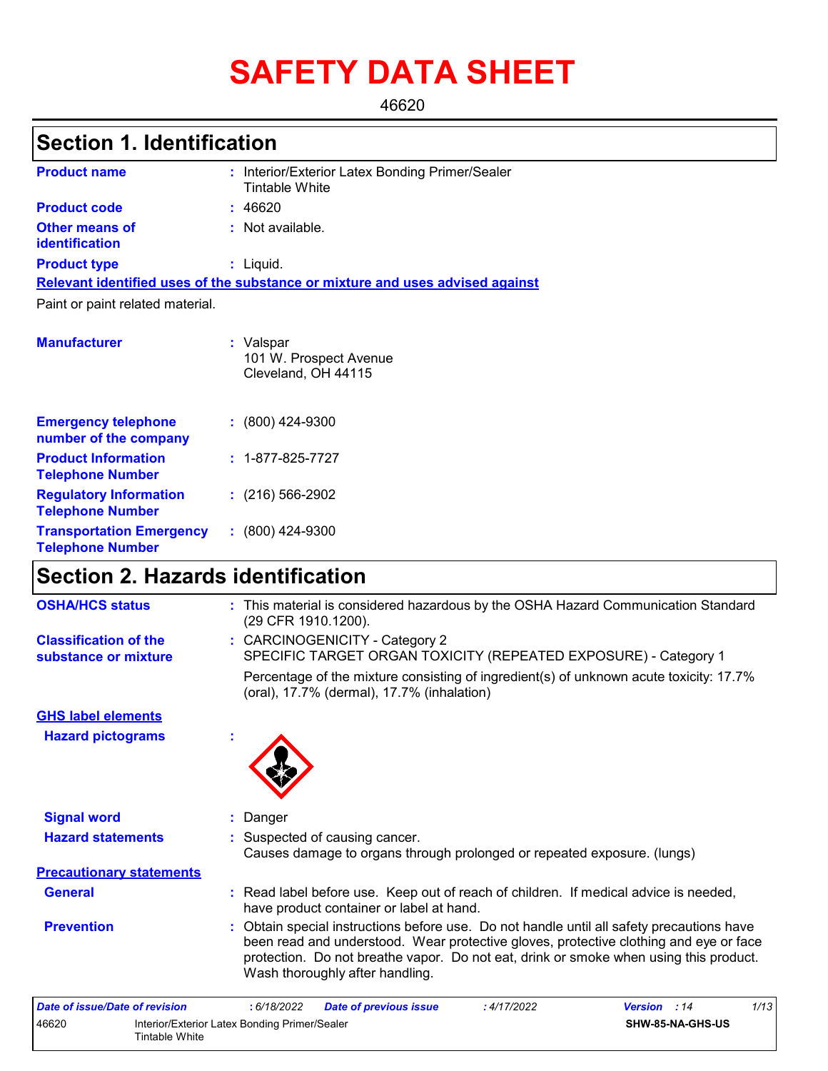# SAFETY DATA SHEET

46620

## Section 1. Identification

| | | |
|---|---|---|
| **Product name** | : | Interior/Exterior Latex Bonding Primer/Sealer Tintable White |
| **Product code** | : | 46620 |
| **Other means of identification** | : | Not available. |
| **Product type** | : | Liquid. |

**Relevant identified uses of the substance or mixture and uses advised against**

Paint or paint related material.

| | | |
|---|---|---|
| **Manufacturer** | : | Valspar<br>101 W. Prospect Avenue<br>Cleveland, OH 44115 |
| **Emergency telephone number of the company** | : | (800) 424-9300 |
| **Product Information Telephone Number** | : | 1-877-825-7727 |
| **Regulatory Information Telephone Number** | : | (216) 566-2902 |
| **Transportation Emergency Telephone Number** | : | (800) 424-9300 |

## Section 2. Hazards identification

| | | |
|---|---|---|
| **OSHA/HCS status** | : | This material is considered hazardous by the OSHA Hazard Communication Standard (29 CFR 1910.1200). |
| **Classification of the substance or mixture** | : | CARCINOGENICITY - Category 2<br>SPECIFIC TARGET ORGAN TOXICITY (REPEATED EXPOSURE) - Category 1<br><br>Percentage of the mixture consisting of ingredient(s) of unknown acute toxicity: 17.7% (oral), 17.7% (dermal), 17.7% (inhalation) |

**GHS label elements**

| | | |
|---|---|---|
| **Hazard pictograms** | : | |
| **Signal word** | : | Danger |
| **Hazard statements** | : | Suspected of causing cancer.<br>Causes damage to organs through prolonged or repeated exposure. (lungs) |

**Precautionary statements**

| | | |
|---|---|---|
| **General** | : | Read label before use. Keep out of reach of children. If medical advice is needed, have product container or label at hand. |
| **Prevention** | : | Obtain special instructions before use. Do not handle until all safety precautions have been read and understood. Wear protective gloves, protective clothing and eye or face protection. Do not breathe vapor. Do not eat, drink or smoke when using this product. Wash thoroughly after handling. |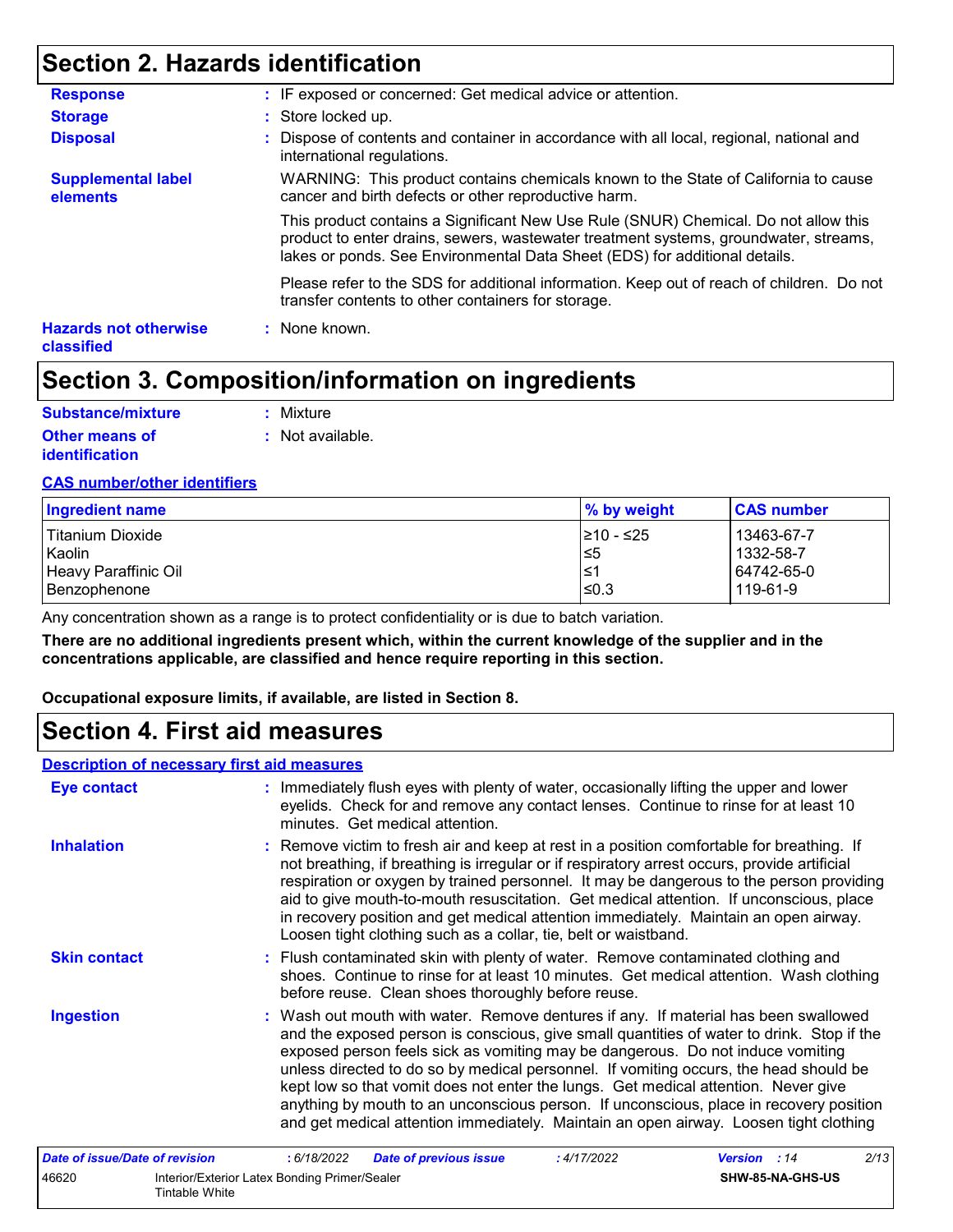# Section 2. Hazards identification

**Response** : IF exposed or concerned: Get medical advice or attention.

**Storage** : Store locked up.

**Disposal** : Dispose of contents and container in accordance with all local, regional, national and international regulations.

**Supplemental label elements**

WARNING: This product contains chemicals known to the State of California to cause cancer and birth defects or other reproductive harm.

This product contains a Significant New Use Rule (SNUR) Chemical. Do not allow this product to enter drains, sewers, wastewater treatment systems, groundwater, streams, lakes or ponds. See Environmental Data Sheet (EDS) for additional details.

Please refer to the SDS for additional information. Keep out of reach of children. Do not transfer contents to other containers for storage.

**Hazards not otherwise classified** : None known.

# Section 3. Composition/information on ingredients

**Substance/mixture** : Mixture

**Other means of identification** : Not available.

**CAS number/other identifiers**

| Ingredient name | % by weight | CAS number |
|---|---|---|
| Titanium Dioxide | ≥10 - ≤25 | 13463-67-7 |
| Kaolin | ≤5 | 1332-58-7 |
| Heavy Paraffinic Oil | ≤1 | 64742-65-0 |
| Benzophenone | ≤0.3 | 119-61-9 |

Any concentration shown as a range is to protect confidentiality or is due to batch variation.

**There are no additional ingredients present which, within the current knowledge of the supplier and in the concentrations applicable, are classified and hence require reporting in this section.**

**Occupational exposure limits, if available, are listed in Section 8.**

# Section 4. First aid measures

**Description of necessary first aid measures**

**Eye contact** : Immediately flush eyes with plenty of water, occasionally lifting the upper and lower eyelids. Check for and remove any contact lenses. Continue to rinse for at least 10 minutes. Get medical attention.

**Inhalation** : Remove victim to fresh air and keep at rest in a position comfortable for breathing. If not breathing, if breathing is irregular or if respiratory arrest occurs, provide artificial respiration or oxygen by trained personnel. It may be dangerous to the person providing aid to give mouth-to-mouth resuscitation. Get medical attention. If unconscious, place in recovery position and get medical attention immediately. Maintain an open airway. Loosen tight clothing such as a collar, tie, belt or waistband.

**Skin contact** : Flush contaminated skin with plenty of water. Remove contaminated clothing and shoes. Continue to rinse for at least 10 minutes. Get medical attention. Wash clothing before reuse. Clean shoes thoroughly before reuse.

**Ingestion** : Wash out mouth with water. Remove dentures if any. If material has been swallowed and the exposed person is conscious, give small quantities of water to drink. Stop if the exposed person feels sick as vomiting may be dangerous. Do not induce vomiting unless directed to do so by medical personnel. If vomiting occurs, the head should be kept low so that vomit does not enter the lungs. Get medical attention. Never give anything by mouth to an unconscious person. If unconscious, place in recovery position and get medical attention immediately. Maintain an open airway. Loosen tight clothing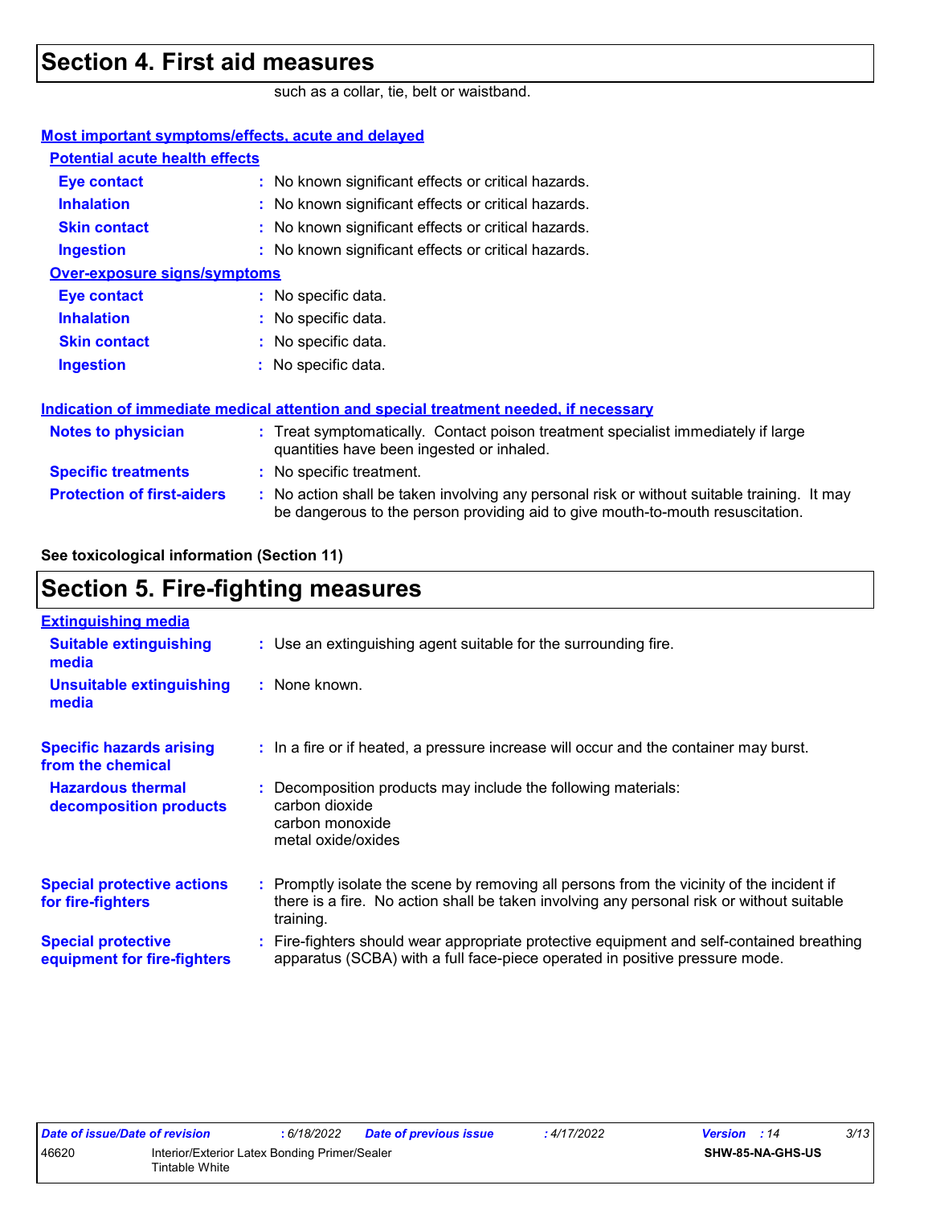# Section 4. First aid measures

such as a collar, tie, belt or waistband.

**Most important symptoms/effects, acute and delayed**

**Potential acute health effects**

**Eye contact** : No known significant effects or critical hazards.

**Inhalation** : No known significant effects or critical hazards.

**Skin contact** : No known significant effects or critical hazards.

**Ingestion** : No known significant effects or critical hazards.

**Over-exposure signs/symptoms**

**Eye contact** : No specific data.

**Inhalation** : No specific data.

**Skin contact** : No specific data.

**Ingestion** : No specific data.

**Indication of immediate medical attention and special treatment needed, if necessary**

**Notes to physician** : Treat symptomatically. Contact poison treatment specialist immediately if large quantities have been ingested or inhaled.

**Specific treatments** : No specific treatment.

**Protection of first-aiders** : No action shall be taken involving any personal risk or without suitable training. It may be dangerous to the person providing aid to give mouth-to-mouth resuscitation.

**See toxicological information (Section 11)**

# Section 5. Fire-fighting measures

**Extinguishing media**

**Suitable extinguishing media** : Use an extinguishing agent suitable for the surrounding fire.

**Unsuitable extinguishing media** : None known.

**Specific hazards arising from the chemical** : In a fire or if heated, a pressure increase will occur and the container may burst.

**Hazardous thermal decomposition products** : Decomposition products may include the following materials:
carbon dioxide
carbon monoxide
metal oxide/oxides

**Special protective actions for fire-fighters** : Promptly isolate the scene by removing all persons from the vicinity of the incident if there is a fire. No action shall be taken involving any personal risk or without suitable training.

**Special protective equipment for fire-fighters** : Fire-fighters should wear appropriate protective equipment and self-contained breathing apparatus (SCBA) with a full face-piece operated in positive pressure mode.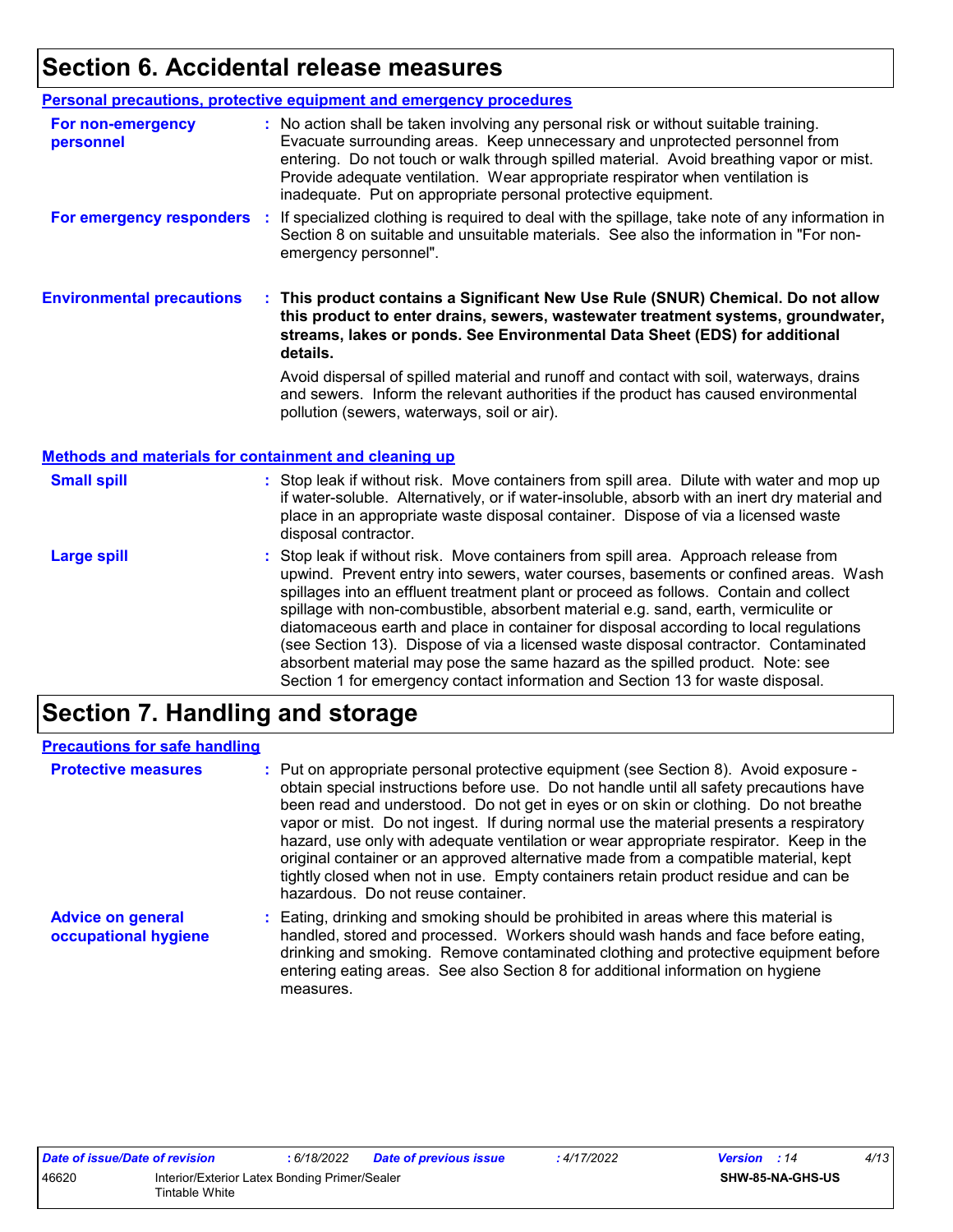## Section 6. Accidental release measures

### Personal precautions, protective equipment and emergency procedures

**For non-emergency personnel** : No action shall be taken involving any personal risk or without suitable training. Evacuate surrounding areas. Keep unnecessary and unprotected personnel from entering. Do not touch or walk through spilled material. Avoid breathing vapor or mist. Provide adequate ventilation. Wear appropriate respirator when ventilation is inadequate. Put on appropriate personal protective equipment.

**For emergency responders** : If specialized clothing is required to deal with the spillage, take note of any information in Section 8 on suitable and unsuitable materials. See also the information in "For non-emergency personnel".

**Environmental precautions** : **This product contains a Significant New Use Rule (SNUR) Chemical. Do not allow this product to enter drains, sewers, wastewater treatment systems, groundwater, streams, lakes or ponds. See Environmental Data Sheet (EDS) for additional details.**

Avoid dispersal of spilled material and runoff and contact with soil, waterways, drains and sewers. Inform the relevant authorities if the product has caused environmental pollution (sewers, waterways, soil or air).

### Methods and materials for containment and cleaning up

**Small spill** : Stop leak if without risk. Move containers from spill area. Dilute with water and mop up if water-soluble. Alternatively, or if water-insoluble, absorb with an inert dry material and place in an appropriate waste disposal container. Dispose of via a licensed waste disposal contractor.

**Large spill** : Stop leak if without risk. Move containers from spill area. Approach release from upwind. Prevent entry into sewers, water courses, basements or confined areas. Wash spillages into an effluent treatment plant or proceed as follows. Contain and collect spillage with non-combustible, absorbent material e.g. sand, earth, vermiculite or diatomaceous earth and place in container for disposal according to local regulations (see Section 13). Dispose of via a licensed waste disposal contractor. Contaminated absorbent material may pose the same hazard as the spilled product. Note: see Section 1 for emergency contact information and Section 13 for waste disposal.

## Section 7. Handling and storage

### Precautions for safe handling

**Protective measures** : Put on appropriate personal protective equipment (see Section 8). Avoid exposure - obtain special instructions before use. Do not handle until all safety precautions have been read and understood. Do not get in eyes or on skin or clothing. Do not breathe vapor or mist. Do not ingest. If during normal use the material presents a respiratory hazard, use only with adequate ventilation or wear appropriate respirator. Keep in the original container or an approved alternative made from a compatible material, kept tightly closed when not in use. Empty containers retain product residue and can be hazardous. Do not reuse container.

**Advice on general occupational hygiene** : Eating, drinking and smoking should be prohibited in areas where this material is handled, stored and processed. Workers should wash hands and face before eating, drinking and smoking. Remove contaminated clothing and protective equipment before entering eating areas. See also Section 8 for additional information on hygiene measures.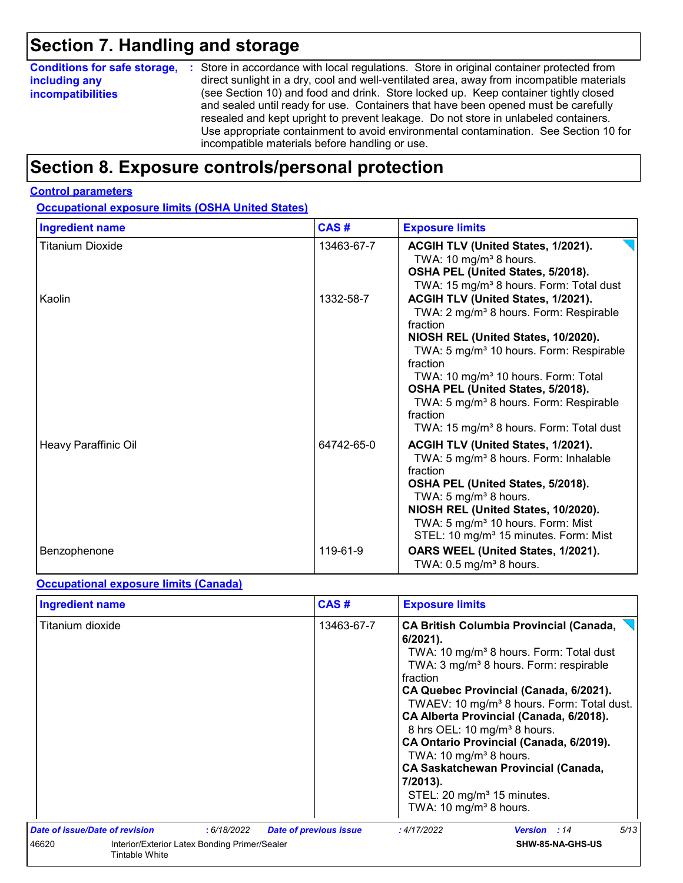# Section 7. Handling and storage

**Conditions for safe storage, including any incompatibilities** : Store in accordance with local regulations. Store in original container protected from direct sunlight in a dry, cool and well-ventilated area, away from incompatible materials (see Section 10) and food and drink. Store locked up. Keep container tightly closed and sealed until ready for use. Containers that have been opened must be carefully resealed and kept upright to prevent leakage. Do not store in unlabeled containers. Use appropriate containment to avoid environmental contamination. See Section 10 for incompatible materials before handling or use.

# Section 8. Exposure controls/personal protection

## Control parameters

### Occupational exposure limits (OSHA United States)

| Ingredient name | CAS # | Exposure limits |
| --- | --- | --- |
| Titanium Dioxide | 13463-67-7 | **ACGIH TLV (United States, 1/2021).**<br>TWA: 10 mg/m³ 8 hours.<br>**OSHA PEL (United States, 5/2018).**<br>TWA: 15 mg/m³ 8 hours. Form: Total dust |
| Kaolin | 1332-58-7 | **ACGIH TLV (United States, 1/2021).**<br>TWA: 2 mg/m³ 8 hours. Form: Respirable fraction<br>**NIOSH REL (United States, 10/2020).**<br>TWA: 5 mg/m³ 10 hours. Form: Respirable fraction<br>TWA: 10 mg/m³ 10 hours. Form: Total<br>**OSHA PEL (United States, 5/2018).**<br>TWA: 5 mg/m³ 8 hours. Form: Respirable fraction<br>TWA: 15 mg/m³ 8 hours. Form: Total dust |
| Heavy Paraffinic Oil | 64742-65-0 | **ACGIH TLV (United States, 1/2021).**<br>TWA: 5 mg/m³ 8 hours. Form: Inhalable fraction<br>**OSHA PEL (United States, 5/2018).**<br>TWA: 5 mg/m³ 8 hours.<br>**NIOSH REL (United States, 10/2020).**<br>TWA: 5 mg/m³ 10 hours. Form: Mist<br>STEL: 10 mg/m³ 15 minutes. Form: Mist |
| Benzophenone | 119-61-9 | **OARS WEEL (United States, 1/2021).**<br>TWA: 0.5 mg/m³ 8 hours. |

### Occupational exposure limits (Canada)

| Ingredient name | CAS # | Exposure limits |
| --- | --- | --- |
| Titanium dioxide | 13463-67-7 | **CA British Columbia Provincial (Canada, 6/2021).**<br>TWA: 10 mg/m³ 8 hours. Form: Total dust<br>TWA: 3 mg/m³ 8 hours. Form: respirable fraction<br>**CA Quebec Provincial (Canada, 6/2021).**<br>TWAEV: 10 mg/m³ 8 hours. Form: Total dust.<br>**CA Alberta Provincial (Canada, 6/2018).**<br>8 hrs OEL: 10 mg/m³ 8 hours.<br>**CA Ontario Provincial (Canada, 6/2019).**<br>TWA: 10 mg/m³ 8 hours.<br>**CA Saskatchewan Provincial (Canada, 7/2013).**<br>STEL: 20 mg/m³ 15 minutes.<br>TWA: 10 mg/m³ 8 hours. |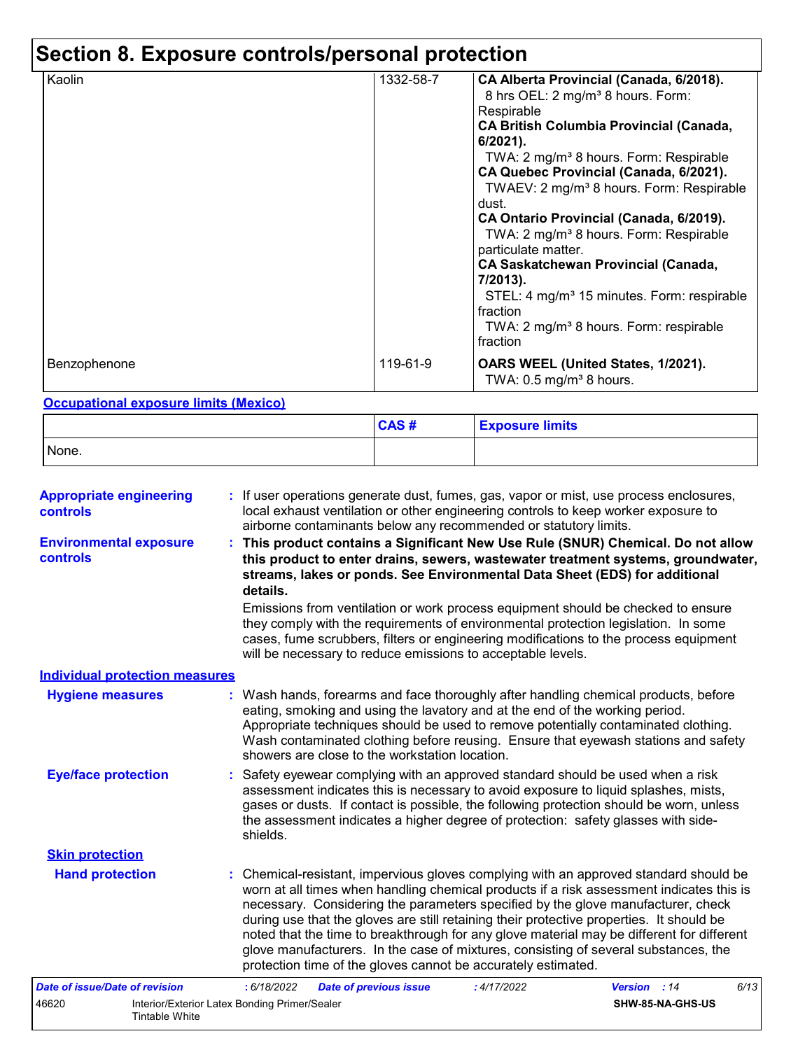# Section 8. Exposure controls/personal protection

| | | |
|---|---|---|
| Kaolin | 1332-58-7 | **CA Alberta Provincial (Canada, 6/2018).** 8 hrs OEL: 2 mg/m³ 8 hours. Form: Respirable **CA British Columbia Provincial (Canada, 6/2021).** TWA: 2 mg/m³ 8 hours. Form: Respirable **CA Quebec Provincial (Canada, 6/2021).** TWAEV: 2 mg/m³ 8 hours. Form: Respirable dust. **CA Ontario Provincial (Canada, 6/2019).** TWA: 2 mg/m³ 8 hours. Form: Respirable particulate matter. **CA Saskatchewan Provincial (Canada, 7/2013).** STEL: 4 mg/m³ 15 minutes. Form: respirable fraction TWA: 2 mg/m³ 8 hours. Form: respirable fraction |
| Benzophenone | 119-61-9 | **OARS WEEL (United States, 1/2021).** TWA: 0.5 mg/m³ 8 hours. |

**Occupational exposure limits (Mexico)**

| | CAS # | Exposure limits |
|---|---|---|
| None. | | |

**Appropriate engineering controls** : If user operations generate dust, fumes, gas, vapor or mist, use process enclosures, local exhaust ventilation or other engineering controls to keep worker exposure to airborne contaminants below any recommended or statutory limits.

**Environmental exposure controls** : **This product contains a Significant New Use Rule (SNUR) Chemical. Do not allow this product to enter drains, sewers, wastewater treatment systems, groundwater, streams, lakes or ponds. See Environmental Data Sheet (EDS) for additional details.**

Emissions from ventilation or work process equipment should be checked to ensure they comply with the requirements of environmental protection legislation. In some cases, fume scrubbers, filters or engineering modifications to the process equipment will be necessary to reduce emissions to acceptable levels.

**Individual protection measures**

**Hygiene measures** : Wash hands, forearms and face thoroughly after handling chemical products, before eating, smoking and using the lavatory and at the end of the working period. Appropriate techniques should be used to remove potentially contaminated clothing. Wash contaminated clothing before reusing. Ensure that eyewash stations and safety showers are close to the workstation location.

**Eye/face protection** : Safety eyewear complying with an approved standard should be used when a risk assessment indicates this is necessary to avoid exposure to liquid splashes, mists, gases or dusts. If contact is possible, the following protection should be worn, unless the assessment indicates a higher degree of protection: safety glasses with side-shields.

**Skin protection**

**Hand protection** : Chemical-resistant, impervious gloves complying with an approved standard should be worn at all times when handling chemical products if a risk assessment indicates this is necessary. Considering the parameters specified by the glove manufacturer, check during use that the gloves are still retaining their protective properties. It should be noted that the time to breakthrough for any glove material may be different for different glove manufacturers. In the case of mixtures, consisting of several substances, the protection time of the gloves cannot be accurately estimated.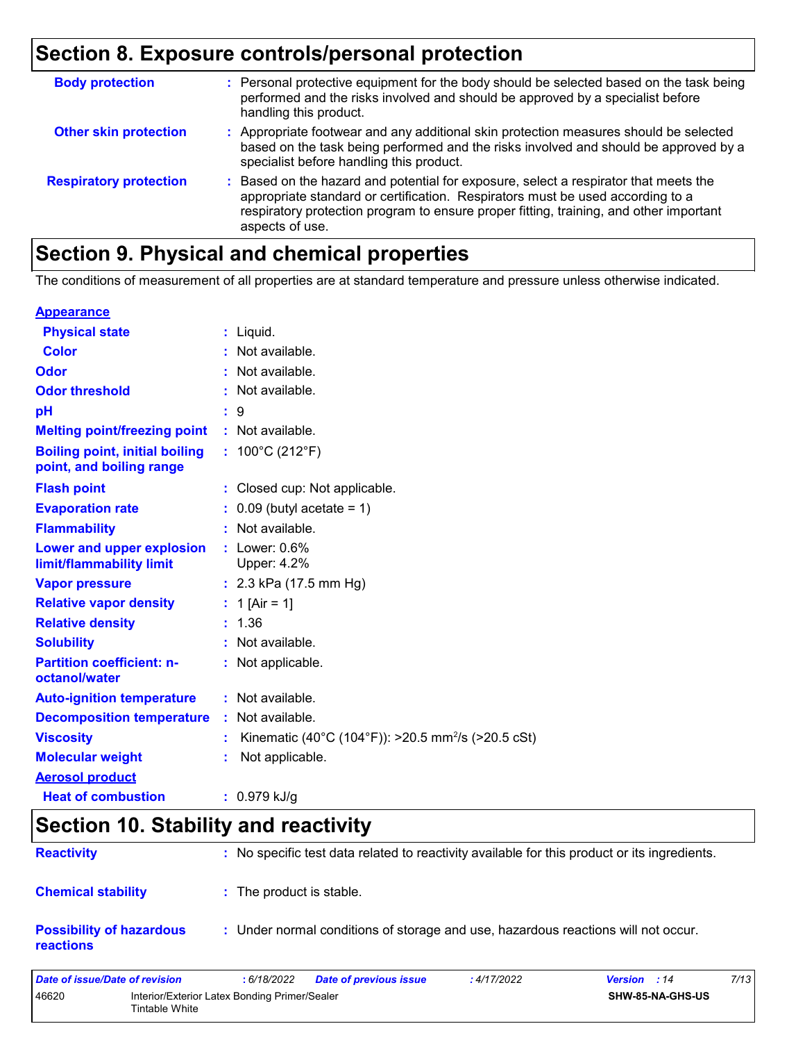## Section 8. Exposure controls/personal protection

| | |
|---|---|
| **Body protection** | : Personal protective equipment for the body should be selected based on the task being performed and the risks involved and should be approved by a specialist before handling this product. |
| **Other skin protection** | : Appropriate footwear and any additional skin protection measures should be selected based on the task being performed and the risks involved and should be approved by a specialist before handling this product. |
| **Respiratory protection** | : Based on the hazard and potential for exposure, select a respirator that meets the appropriate standard or certification. Respirators must be used according to a respiratory protection program to ensure proper fitting, training, and other important aspects of use. |

## Section 9. Physical and chemical properties

The conditions of measurement of all properties are at standard temperature and pressure unless otherwise indicated.

**Appearance**

| | |
|---|---|
| **Physical state** | : Liquid. |
| **Color** | : Not available. |
| **Odor** | : Not available. |
| **Odor threshold** | : Not available. |
| **pH** | : 9 |
| **Melting point/freezing point** | : Not available. |
| **Boiling point, initial boiling point, and boiling range** | : 100°C (212°F) |
| **Flash point** | : Closed cup: Not applicable. |
| **Evaporation rate** | : 0.09 (butyl acetate = 1) |
| **Flammability** | : Not available. |
| **Lower and upper explosion limit/flammability limit** | : Lower: 0.6%<br>Upper: 4.2% |
| **Vapor pressure** | : 2.3 kPa (17.5 mm Hg) |
| **Relative vapor density** | : 1 [Air = 1] |
| **Relative density** | : 1.36 |
| **Solubility** | : Not available. |
| **Partition coefficient: n-octanol/water** | : Not applicable. |
| **Auto-ignition temperature** | : Not available. |
| **Decomposition temperature** | : Not available. |
| **Viscosity** | : Kinematic (40°C (104°F)): >20.5 $mm^2/s$ (>20.5 cSt) |
| **Molecular weight** | : Not applicable. |

**Aerosol product**

| | |
|---|---|
| **Heat of combustion** | : 0.979 kJ/g |

## Section 10. Stability and reactivity

| | |
|---|---|
| **Reactivity** | : No specific test data related to reactivity available for this product or its ingredients. |
| **Chemical stability** | : The product is stable. |
| **Possibility of hazardous reactions** | : Under normal conditions of storage and use, hazardous reactions will not occur. |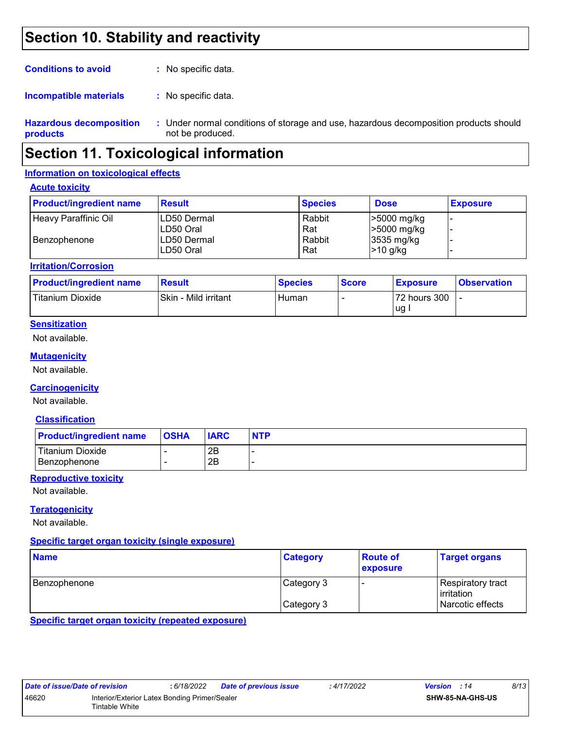# Section 10. Stability and reactivity

**Conditions to avoid** : No specific data.

**Incompatible materials** : No specific data.

**Hazardous decomposition products** : Under normal conditions of storage and use, hazardous decomposition products should not be produced.

# Section 11. Toxicological information

## Information on toxicological effects

### Acute toxicity

| Product/ingredient name | Result | Species | Dose | Exposure |
|---|---|---|---|---|
| Heavy Paraffinic Oil | LD50 Dermal | Rabbit | >5000 mg/kg | - |
| | LD50 Oral | Rat | >5000 mg/kg | - |
| Benzophenone | LD50 Dermal | Rabbit | 3535 mg/kg | - |
| | LD50 Oral | Rat | >10 g/kg | - |

### Irritation/Corrosion

| Product/ingredient name | Result | Species | Score | Exposure | Observation |
|---|---|---|---|---|---|
| Titanium Dioxide | Skin - Mild irritant | Human | - | 72 hours 300 ug I | - |

### Sensitization

Not available.

### Mutagenicity

Not available.

### Carcinogenicity

Not available.

#### Classification

| Product/ingredient name | OSHA | IARC | NTP |
|---|---|---|---|
| Titanium Dioxide | - | 2B | - |
| Benzophenone | - | 2B | - |

### Reproductive toxicity

Not available.

### Teratogenicity

Not available.

### Specific target organ toxicity (single exposure)

| Name | Category | Route of exposure | Target organs |
|---|---|---|---|
| Benzophenone | Category 3 | - | Respiratory tract irritation |
| | Category 3 | | Narcotic effects |

### Specific target organ toxicity (repeated exposure)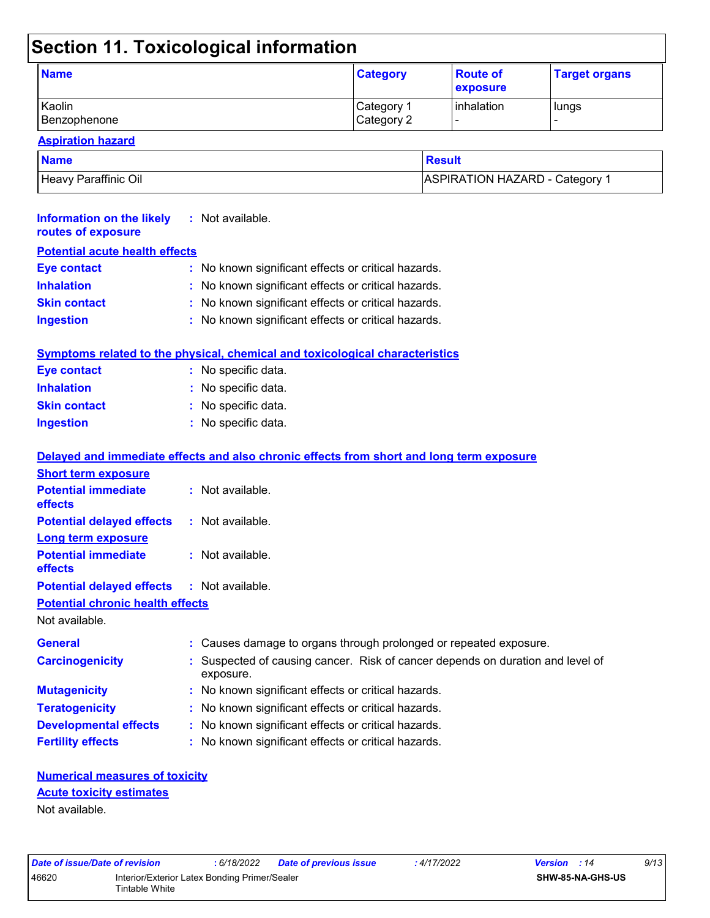# Section 11. Toxicological information

| Name | Category | Route of exposure | Target organs |
| --- | --- | --- | --- |
| Kaolin | Category 1 | inhalation | lungs |
| Benzophenone | Category 2 | - | - |

**Aspiration hazard**

| Name | Result |
| --- | --- |
| Heavy Paraffinic Oil | ASPIRATION HAZARD - Category 1 |

**Information on the likely routes of exposure** : Not available.

**Potential acute health effects**

**Eye contact** : No known significant effects or critical hazards.
**Inhalation** : No known significant effects or critical hazards.
**Skin contact** : No known significant effects or critical hazards.
**Ingestion** : No known significant effects or critical hazards.

**Symptoms related to the physical, chemical and toxicological characteristics**

**Eye contact** : No specific data.
**Inhalation** : No specific data.
**Skin contact** : No specific data.
**Ingestion** : No specific data.

**Delayed and immediate effects and also chronic effects from short and long term exposure**

**Short term exposure**

**Potential immediate effects** : Not available.
**Potential delayed effects** : Not available.

**Long term exposure**

**Potential immediate effects** : Not available.
**Potential delayed effects** : Not available.

**Potential chronic health effects**

Not available.

**General** : Causes damage to organs through prolonged or repeated exposure.
**Carcinogenicity** : Suspected of causing cancer. Risk of cancer depends on duration and level of exposure.
**Mutagenicity** : No known significant effects or critical hazards.
**Teratogenicity** : No known significant effects or critical hazards.
**Developmental effects** : No known significant effects or critical hazards.
**Fertility effects** : No known significant effects or critical hazards.

**Numerical measures of toxicity**

**Acute toxicity estimates**

Not available.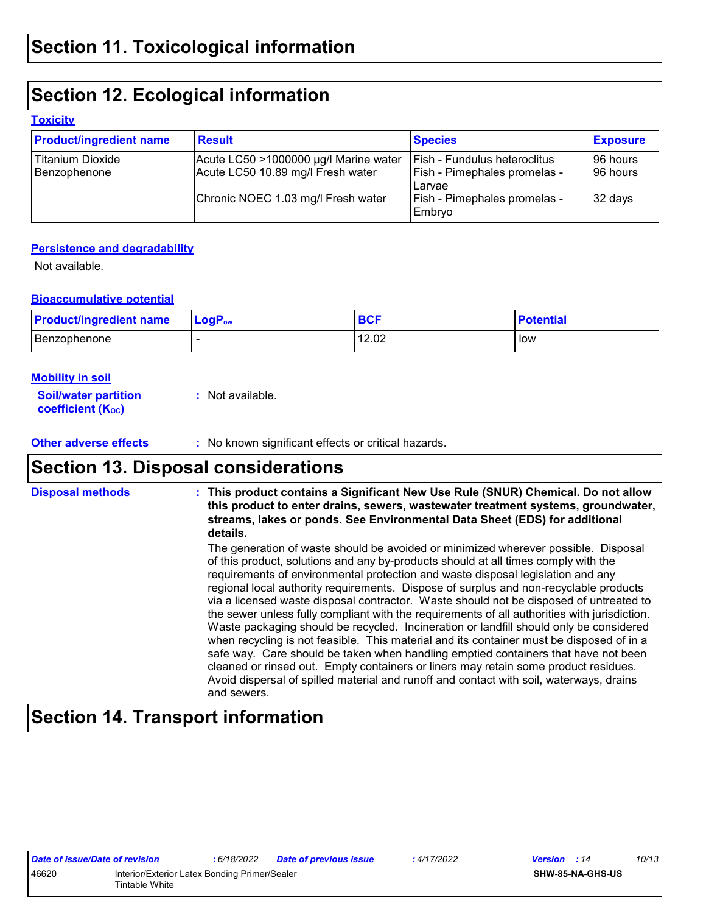## Section 11. Toxicological information

## Section 12. Ecological information

### Toxicity

| Product/ingredient name | Result | Species | Exposure |
|---|---|---|---|
| Titanium Dioxide | Acute LC50 >1000000 µg/l Marine water | Fish - Fundulus heteroclitus | 96 hours |
| Benzophenone | Acute LC50 10.89 mg/l Fresh water | Fish - Pimephales promelas - Larvae | 96 hours |
| | Chronic NOEC 1.03 mg/l Fresh water | Fish - Pimephales promelas - Embryo | 32 days |

### Persistence and degradability

Not available.

### Bioaccumulative potential

| Product/ingredient name | $LogP_{ow}$ | BCF | Potential |
|---|---|---|---|
| Benzophenone | - | 12.02 | low |

### Mobility in soil

**Soil/water partition coefficient ($K_{OC}$)** : Not available.

**Other adverse effects** : No known significant effects or critical hazards.

## Section 13. Disposal considerations

**Disposal methods** : **This product contains a Significant New Use Rule (SNUR) Chemical. Do not allow this product to enter drains, sewers, wastewater treatment systems, groundwater, streams, lakes or ponds. See Environmental Data Sheet (EDS) for additional details.**

The generation of waste should be avoided or minimized wherever possible. Disposal of this product, solutions and any by-products should at all times comply with the requirements of environmental protection and waste disposal legislation and any regional local authority requirements. Dispose of surplus and non-recyclable products via a licensed waste disposal contractor. Waste should not be disposed of untreated to the sewer unless fully compliant with the requirements of all authorities with jurisdiction. Waste packaging should be recycled. Incineration or landfill should only be considered when recycling is not feasible. This material and its container must be disposed of in a safe way. Care should be taken when handling emptied containers that have not been cleaned or rinsed out. Empty containers or liners may retain some product residues. Avoid dispersal of spilled material and runoff and contact with soil, waterways, drains and sewers.

## Section 14. Transport information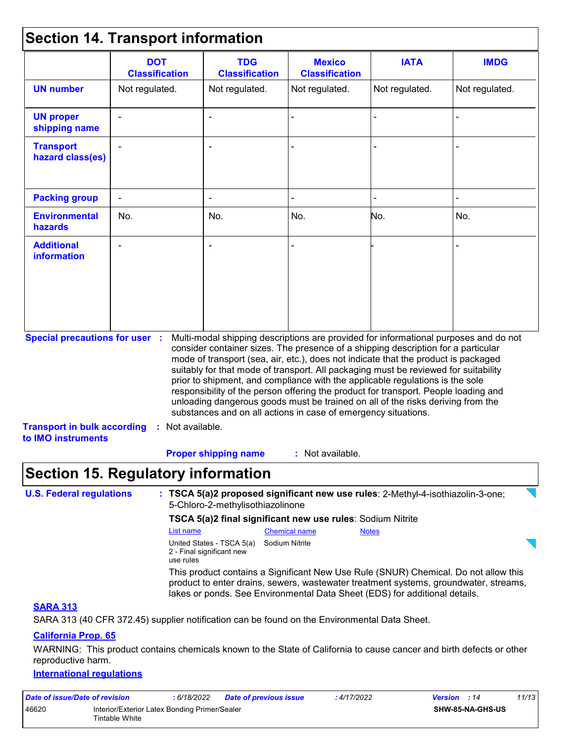## Section 14. Transport information

| | DOT Classification | TDG Classification | Mexico Classification | IATA | IMDG |
|---|---|---|---|---|---|
| **UN number** | Not regulated. | Not regulated. | Not regulated. | Not regulated. | Not regulated. |
| **UN proper shipping name** | - | - | - | - | - |
| **Transport hazard class(es)** | - | - | - | - | - |
| **Packing group** | - | - | - | - | - |
| **Environmental hazards** | No. | No. | No. | No. | No. |
| **Additional information** | - | - | - | - | - |

**Special precautions for user** : Multi-modal shipping descriptions are provided for informational purposes and do not consider container sizes. The presence of a shipping description for a particular mode of transport (sea, air, etc.), does not indicate that the product is packaged suitably for that mode of transport. All packaging must be reviewed for suitability prior to shipment, and compliance with the applicable regulations is the sole responsibility of the person offering the product for transport. People loading and unloading dangerous goods must be trained on all of the risks deriving from the substances and on all actions in case of emergency situations.

**Transport in bulk according to IMO instruments** : Not available.

**Proper shipping name** : Not available.

## Section 15. Regulatory information

**U.S. Federal regulations** : **TSCA 5(a)2 proposed significant new use rules**: 2-Methyl-4-isothiazolin-3-one; 5-Chloro-2-methylisothiazolinone

**TSCA 5(a)2 final significant new use rules**: Sodium Nitrite

| List name | Chemical name | Notes |
|---|---|---|
| United States - TSCA 5(a) 2 - Final significant new use rules | Sodium Nitrite | |

This product contains a Significant New Use Rule (SNUR) Chemical. Do not allow this product to enter drains, sewers, wastewater treatment systems, groundwater, streams, lakes or ponds. See Environmental Data Sheet (EDS) for additional details.

**SARA 313**

SARA 313 (40 CFR 372.45) supplier notification can be found on the Environmental Data Sheet.

**California Prop. 65**

WARNING: This product contains chemicals known to the State of California to cause cancer and birth defects or other reproductive harm.

**International regulations**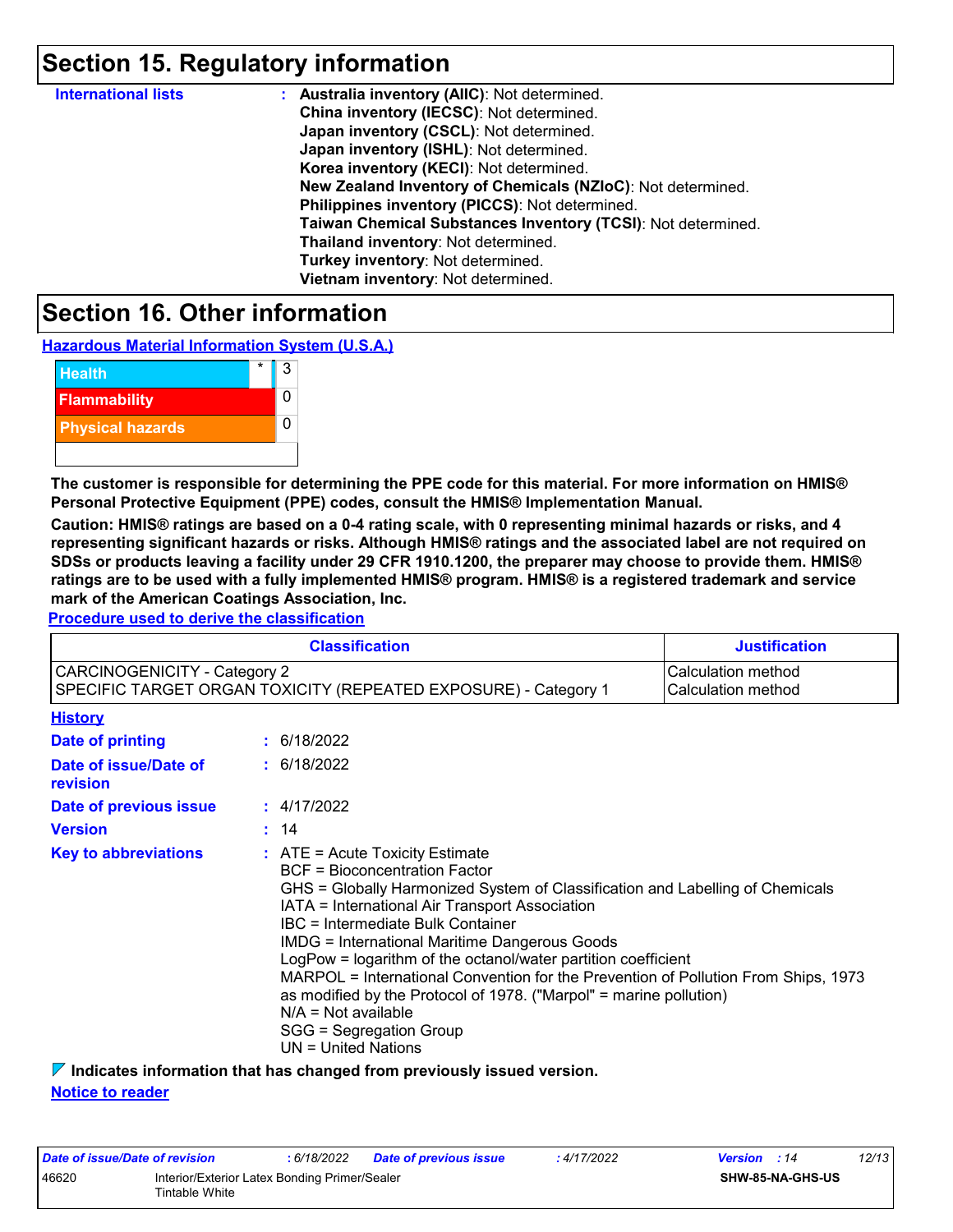## Section 15. Regulatory information

**International lists** : **Australia inventory (AIIC)**: Not determined.
**China inventory (IECSC)**: Not determined.
**Japan inventory (CSCL)**: Not determined.
**Japan inventory (ISHL)**: Not determined.
**Korea inventory (KECI)**: Not determined.
**New Zealand Inventory of Chemicals (NZIoC)**: Not determined.
**Philippines inventory (PICCS)**: Not determined.
**Taiwan Chemical Substances Inventory (TCSI)**: Not determined.
**Thailand inventory**: Not determined.
**Turkey inventory**: Not determined.
**Vietnam inventory**: Not determined.

## Section 16. Other information

**Hazardous Material Information System (U.S.A.)**

| | | |
|---|---|---|
| Health | * | 3 |
| Flammability | | 0 |
| Physical hazards | | 0 |
| | | |

**The customer is responsible for determining the PPE code for this material. For more information on HMIS® Personal Protective Equipment (PPE) codes, consult the HMIS® Implementation Manual.**

**Caution: HMIS® ratings are based on a 0-4 rating scale, with 0 representing minimal hazards or risks, and 4 representing significant hazards or risks. Although HMIS® ratings and the associated label are not required on SDSs or products leaving a facility under 29 CFR 1910.1200, the preparer may choose to provide them. HMIS® ratings are to be used with a fully implemented HMIS® program. HMIS® is a registered trademark and service mark of the American Coatings Association, Inc.**

**Procedure used to derive the classification**

| Classification | Justification |
|---|---|
| CARCINOGENICITY - Category 2 | Calculation method |
| SPECIFIC TARGET ORGAN TOXICITY (REPEATED EXPOSURE) - Category 1 | Calculation method |

**History**

**Date of printing** : 6/18/2022

**Date of issue/Date of revision** : 6/18/2022

**Date of previous issue** : 4/17/2022

**Version** : 14

**Key to abbreviations** : ATE = Acute Toxicity Estimate
BCF = Bioconcentration Factor
GHS = Globally Harmonized System of Classification and Labelling of Chemicals
IATA = International Air Transport Association
IBC = Intermediate Bulk Container
IMDG = International Maritime Dangerous Goods
LogPow = logarithm of the octanol/water partition coefficient
MARPOL = International Convention for the Prevention of Pollution From Ships, 1973 as modified by the Protocol of 1978. ("Marpol" = marine pollution)
N/A = Not available
SGG = Segregation Group
UN = United Nations

**Indicates information that has changed from previously issued version.**

**Notice to reader**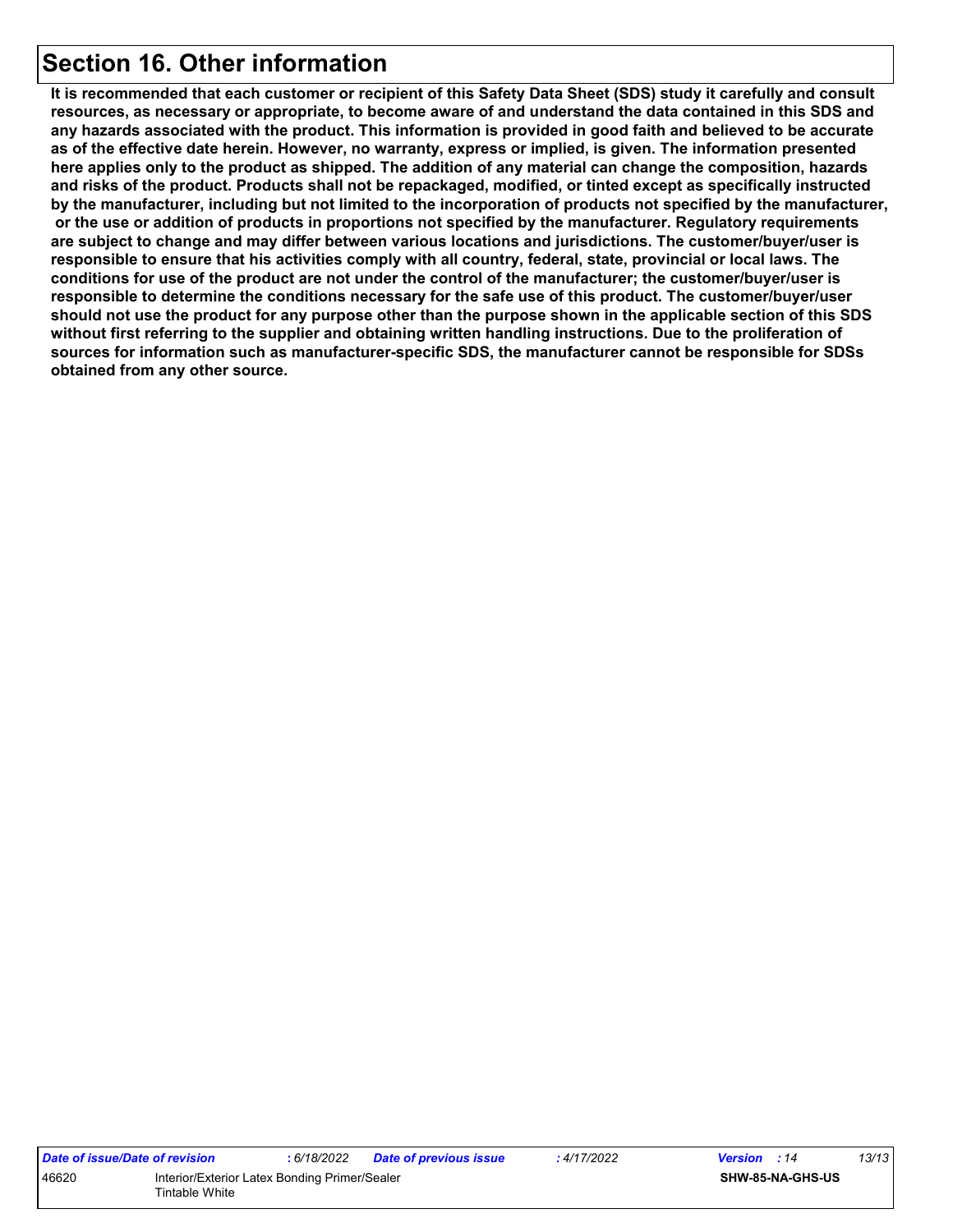## Section 16. Other information

**It is recommended that each customer or recipient of this Safety Data Sheet (SDS) study it carefully and consult resources, as necessary or appropriate, to become aware of and understand the data contained in this SDS and any hazards associated with the product. This information is provided in good faith and believed to be accurate as of the effective date herein. However, no warranty, express or implied, is given. The information presented here applies only to the product as shipped. The addition of any material can change the composition, hazards and risks of the product. Products shall not be repackaged, modified, or tinted except as specifically instructed by the manufacturer, including but not limited to the incorporation of products not specified by the manufacturer, or the use or addition of products in proportions not specified by the manufacturer. Regulatory requirements are subject to change and may differ between various locations and jurisdictions. The customer/buyer/user is responsible to ensure that his activities comply with all country, federal, state, provincial or local laws. The conditions for use of the product are not under the control of the manufacturer; the customer/buyer/user is responsible to determine the conditions necessary for the safe use of this product. The customer/buyer/user should not use the product for any purpose other than the purpose shown in the applicable section of this SDS without first referring to the supplier and obtaining written handling instructions. Due to the proliferation of sources for information such as manufacturer-specific SDS, the manufacturer cannot be responsible for SDSs obtained from any other source.**